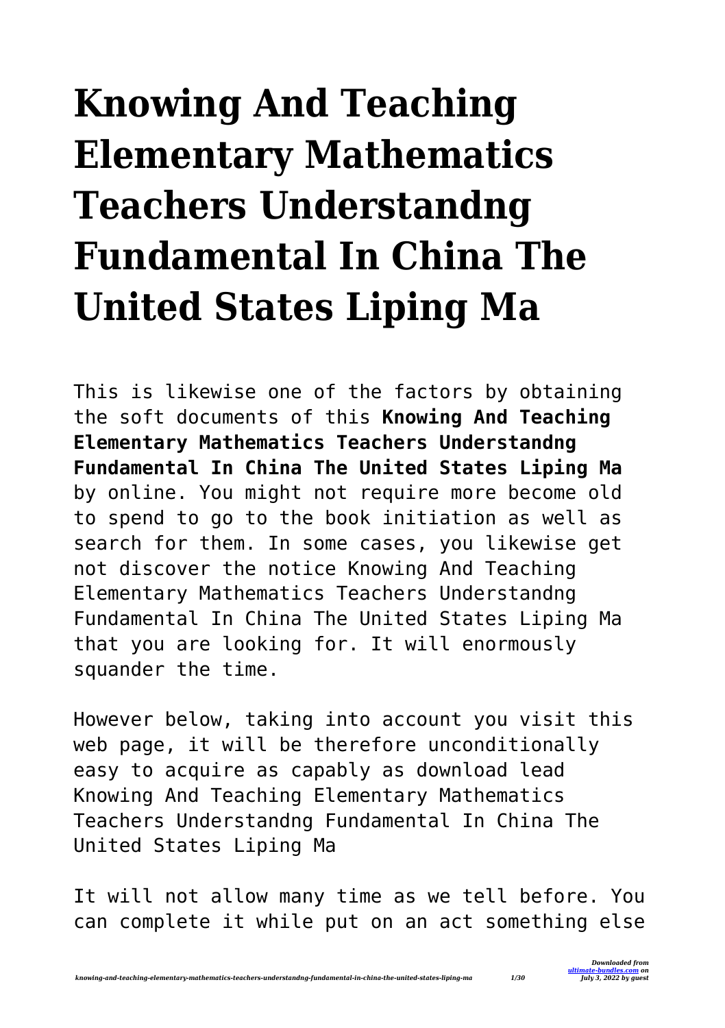# Knowing And Teaching Elementary Mathematics Teachers Understandng Fundamental In China The United States Liping Ma

This is likewise one of the factors by obtaining the soft documents of this **Knowing And Teaching Elementary Mathematics Teachers Understandng Fundamental In China The United States Liping Ma** by online. You might not require more become old to spend to go to the book initiation as well as search for them. In some cases, you likewise get not discover the notice Knowing And Teaching Elementary Mathematics Teachers Understandng Fundamental In China The United States Liping Ma that you are looking for. It will enormously squander the time.

However below, taking into account you visit this web page, it will be therefore unconditionally easy to acquire as capably as download lead Knowing And Teaching Elementary Mathematics Teachers Understandng Fundamental In China The United States Liping Ma

It will not allow many time as we tell before. You can complete it while put on an act something else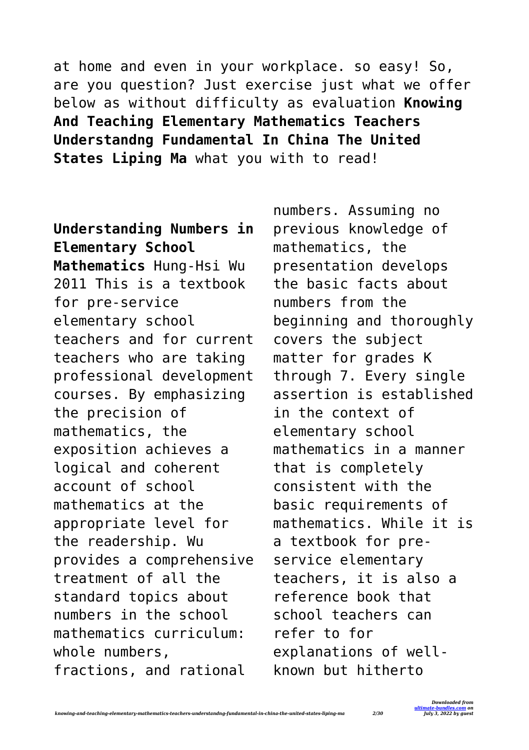at home and even in your workplace. so easy! So, are you question? Just exercise just what we offer below as without difficulty as evaluation **Knowing And Teaching Elementary Mathematics Teachers Understandng Fundamental In China The United States Liping Ma** what you with to read!

**Understanding Numbers in Elementary School Mathematics** Hung-Hsi Wu 2011 This is a textbook for pre-service elementary school teachers and for current teachers who are taking professional development courses. By emphasizing the precision of mathematics, the exposition achieves a logical and coherent account of school mathematics at the appropriate level for the readership. Wu provides a comprehensive treatment of all the standard topics about numbers in the school mathematics curriculum: whole numbers, fractions, and rational numbers. Assuming no previous knowledge of mathematics, the presentation develops the basic facts about numbers from the beginning and thoroughly covers the subject matter for grades K through 7. Every single assertion is established in the context of elementary school mathematics in a manner that is completely consistent with the basic requirements of mathematics. While it is a textbook for pre-service elementary teachers, it is also a reference book that school teachers can refer to for explanations of well-known but hitherto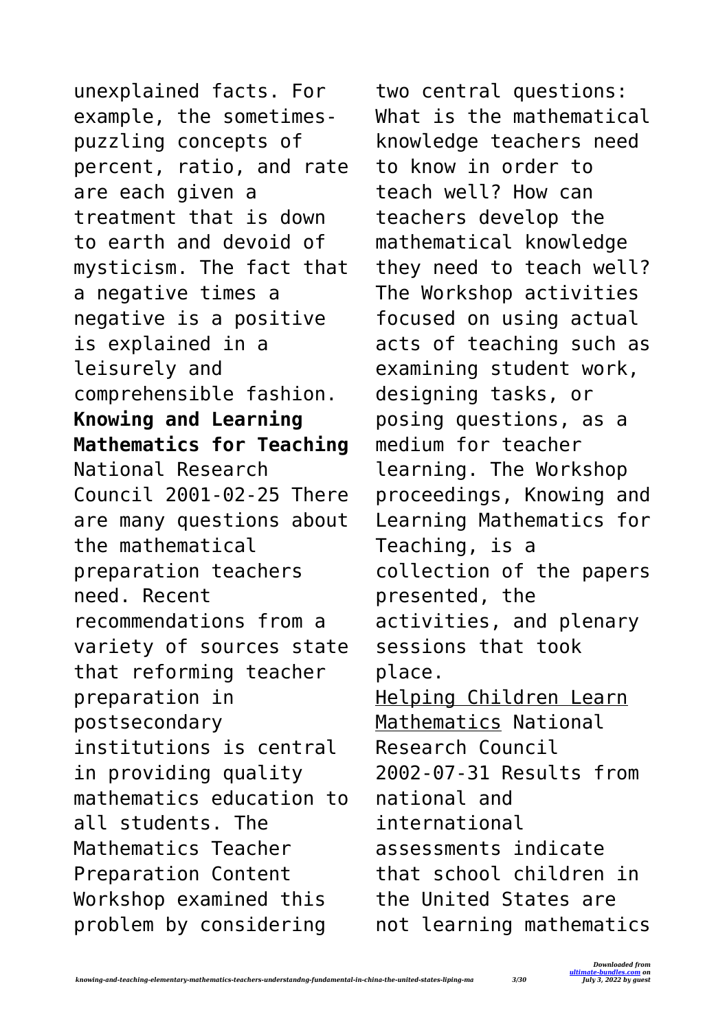unexplained facts. For example, the sometimes-puzzling concepts of percent, ratio, and rate are each given a treatment that is down to earth and devoid of mysticism. The fact that a negative times a negative is a positive is explained in a leisurely and comprehensible fashion.

**Knowing and Learning Mathematics for Teaching** National Research Council 2001-02-25 There are many questions about the mathematical preparation teachers need. Recent recommendations from a variety of sources state that reforming teacher preparation in postsecondary institutions is central in providing quality mathematics education to all students. The Mathematics Teacher Preparation Content Workshop examined this problem by considering two central questions: What is the mathematical knowledge teachers need to know in order to teach well? How can teachers develop the mathematical knowledge they need to teach well? The Workshop activities focused on using actual acts of teaching such as examining student work, designing tasks, or posing questions, as a medium for teacher learning. The Workshop proceedings, Knowing and Learning Mathematics for Teaching, is a collection of the papers presented, the activities, and plenary sessions that took place.

Helping Children Learn Mathematics National Research Council 2002-07-31 Results from national and international assessments indicate that school children in the United States are not learning mathematics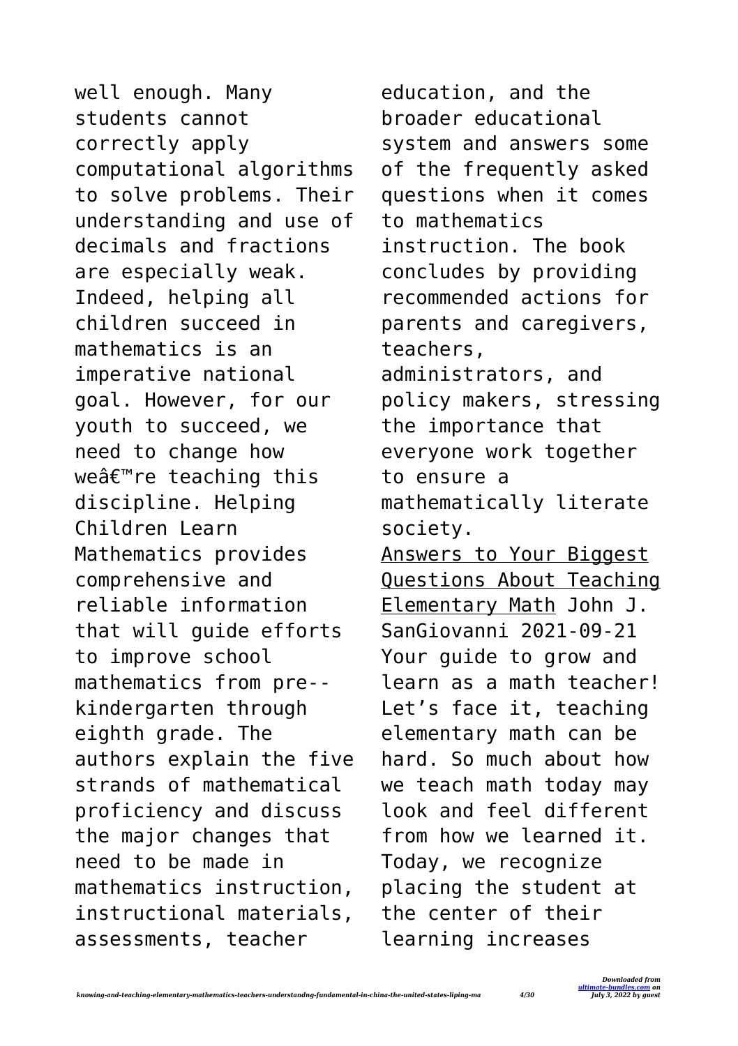well enough. Many students cannot correctly apply computational algorithms to solve problems. Their understanding and use of decimals and fractions are especially weak. Indeed, helping all children succeed in mathematics is an imperative national goal. However, for our youth to succeed, we need to change how weâ€™re teaching this discipline. Helping Children Learn Mathematics provides comprehensive and reliable information that will guide efforts to improve school mathematics from pre--kindergarten through eighth grade. The authors explain the five strands of mathematical proficiency and discuss the major changes that need to be made in mathematics instruction, instructional materials, assessments, teacher education, and the broader educational system and answers some of the frequently asked questions when it comes to mathematics instruction. The book concludes by providing recommended actions for parents and caregivers, teachers, administrators, and policy makers, stressing the importance that everyone work together to ensure a mathematically literate society.

Answers to Your Biggest Questions About Teaching Elementary Math John J. SanGiovanni 2021-09-21 Your guide to grow and learn as a math teacher! Let's face it, teaching elementary math can be hard. So much about how we teach math today may look and feel different from how we learned it. Today, we recognize placing the student at the center of their learning increases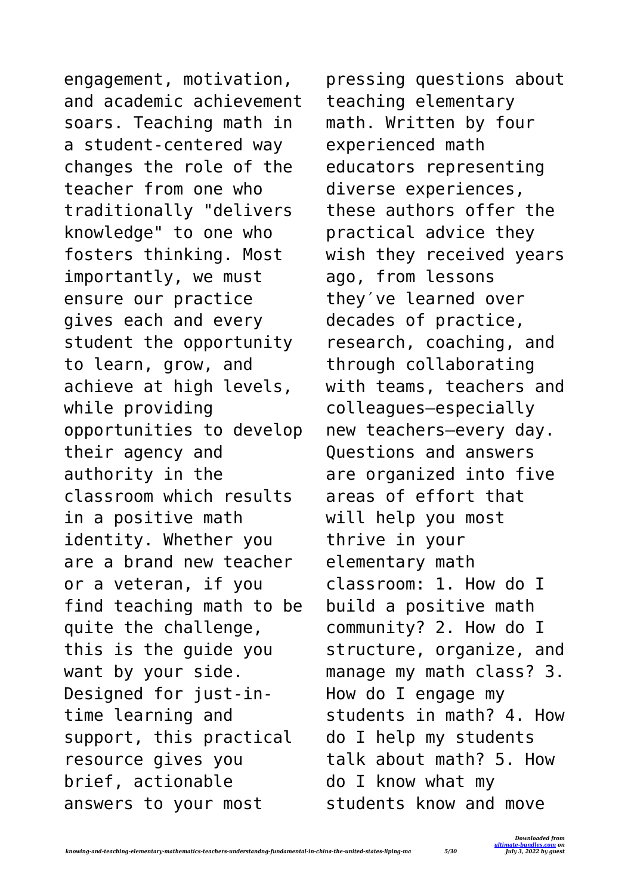engagement, motivation, and academic achievement soars. Teaching math in a student-centered way changes the role of the teacher from one who traditionally "delivers knowledge" to one who fosters thinking. Most importantly, we must ensure our practice gives each and every student the opportunity to learn, grow, and achieve at high levels, while providing opportunities to develop their agency and authority in the classroom which results in a positive math identity. Whether you are a brand new teacher or a veteran, if you find teaching math to be quite the challenge, this is the guide you want by your side. Designed for just-in-time learning and support, this practical resource gives you brief, actionable answers to your most pressing questions about teaching elementary math. Written by four experienced math educators representing diverse experiences, these authors offer the practical advice they wish they received years ago, from lessons they′ve learned over decades of practice, research, coaching, and through collaborating with teams, teachers and colleagues—especially new teachers—every day. Questions and answers are organized into five areas of effort that will help you most thrive in your elementary math classroom: 1. How do I build a positive math community? 2. How do I structure, organize, and manage my math class? 3. How do I engage my students in math? 4. How do I help my students talk about math? 5. How do I know what my students know and move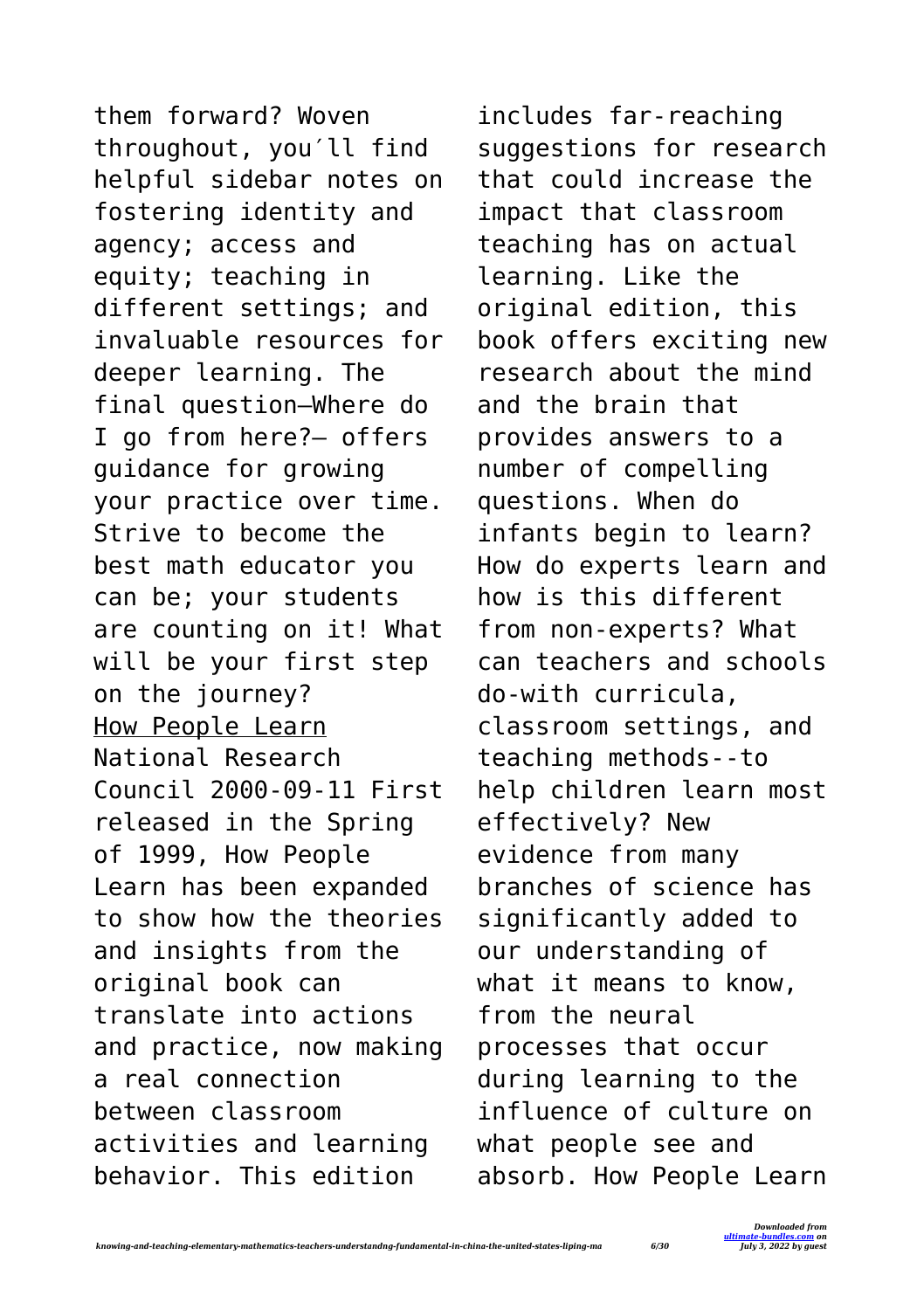them forward? Woven throughout, you′ll find helpful sidebar notes on fostering identity and agency; access and equity; teaching in different settings; and invaluable resources for deeper learning. The final question—Where do I go from here?— offers guidance for growing your practice over time. Strive to become the best math educator you can be; your students are counting on it! What will be your first step on the journey?

How People Learn National Research Council 2000-09-11 First released in the Spring of 1999, How People Learn has been expanded to show how the theories and insights from the original book can translate into actions and practice, now making a real connection between classroom activities and learning behavior. This edition includes far-reaching suggestions for research that could increase the impact that classroom teaching has on actual learning. Like the original edition, this book offers exciting new research about the mind and the brain that provides answers to a number of compelling questions. When do infants begin to learn? How do experts learn and how is this different from non-experts? What can teachers and schools do-with curricula, classroom settings, and teaching methods--to help children learn most effectively? New evidence from many branches of science has significantly added to our understanding of what it means to know, from the neural processes that occur during learning to the influence of culture on what people see and absorb. How People Learn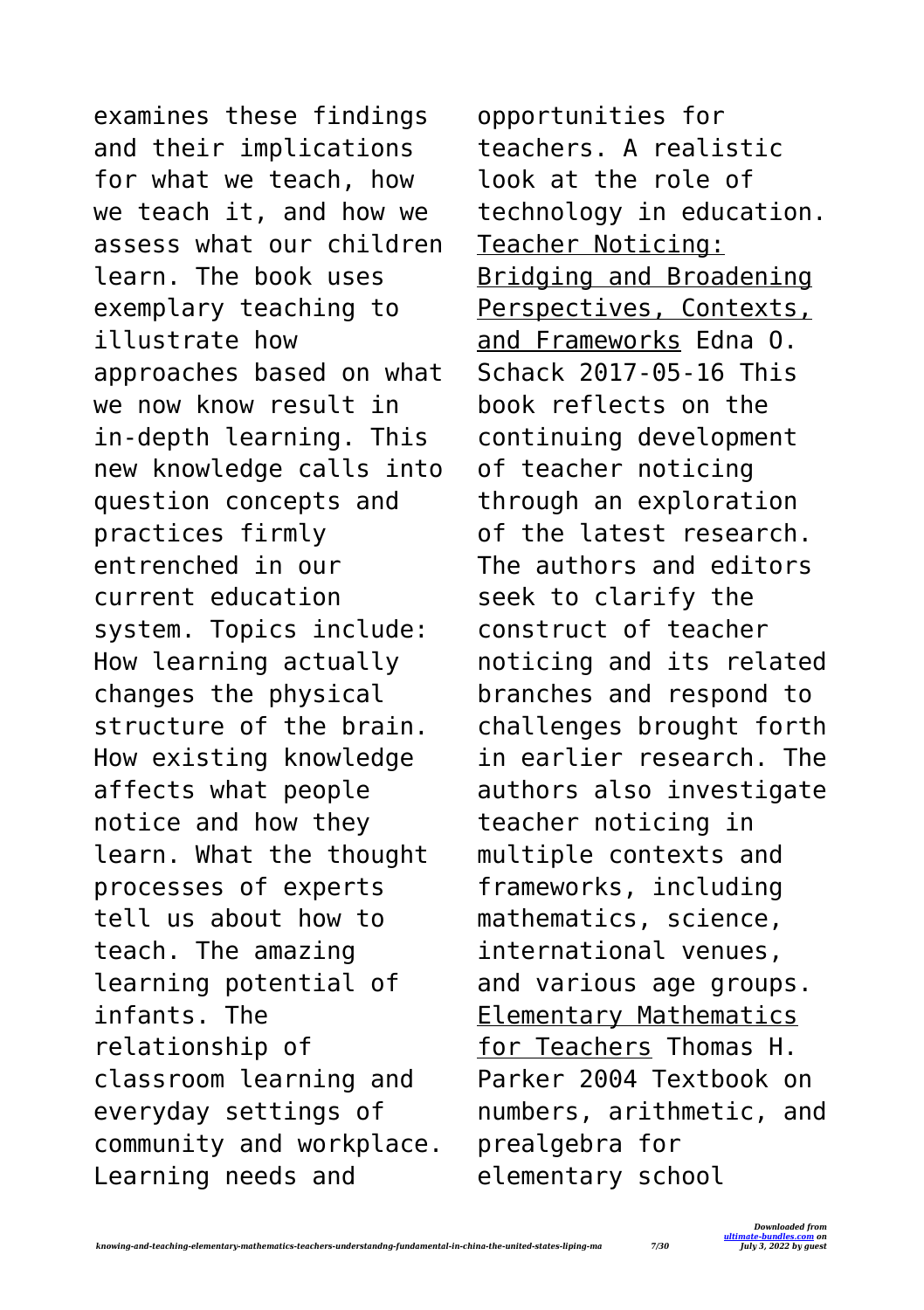examines these findings and their implications for what we teach, how we teach it, and how we assess what our children learn. The book uses exemplary teaching to illustrate how approaches based on what we now know result in in-depth learning. This new knowledge calls into question concepts and practices firmly entrenched in our current education system. Topics include: How learning actually changes the physical structure of the brain. How existing knowledge affects what people notice and how they learn. What the thought processes of experts tell us about how to teach. The amazing learning potential of infants. The relationship of classroom learning and everyday settings of community and workplace. Learning needs and opportunities for teachers. A realistic look at the role of technology in education.

Teacher Noticing: Bridging and Broadening Perspectives, Contexts, and Frameworks Edna O. Schack 2017-05-16 This book reflects on the continuing development of teacher noticing through an exploration of the latest research. The authors and editors seek to clarify the construct of teacher noticing and its related branches and respond to challenges brought forth in earlier research. The authors also investigate teacher noticing in multiple contexts and frameworks, including mathematics, science, international venues, and various age groups.

Elementary Mathematics for Teachers Thomas H. Parker 2004 Textbook on numbers, arithmetic, and prealgebra for elementary school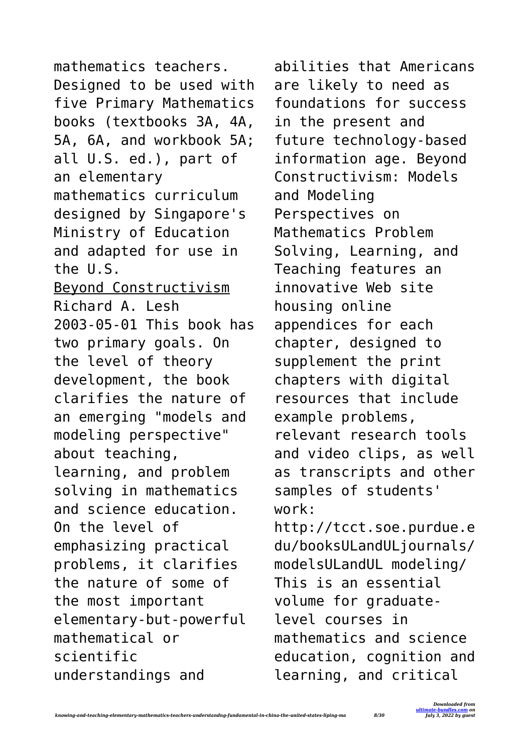mathematics teachers. Designed to be used with five Primary Mathematics books (textbooks 3A, 4A, 5A, 6A, and workbook 5A; all U.S. ed.), part of an elementary mathematics curriculum designed by Singapore's Ministry of Education and adapted for use in the U.S.

Beyond Constructivism

Richard A. Lesh

2003-05-01 This book has two primary goals. On the level of theory development, the book clarifies the nature of an emerging "models and modeling perspective" about teaching, learning, and problem solving in mathematics and science education. On the level of emphasizing practical problems, it clarifies the nature of some of the most important elementary-but-powerful mathematical or scientific understandings and abilities that Americans are likely to need as foundations for success in the present and future technology-based information age. Beyond Constructivism: Models and Modeling Perspectives on Mathematics Problem Solving, Learning, and Teaching features an innovative Web site housing online appendices for each chapter, designed to supplement the print chapters with digital resources that include example problems, relevant research tools and video clips, as well as transcripts and other samples of students' work: http://tcct.soe.purdue.edu/booksULandULjournals/modelsULandUL modeling/ This is an essential volume for graduate-level courses in mathematics and science education, cognition and learning, and critical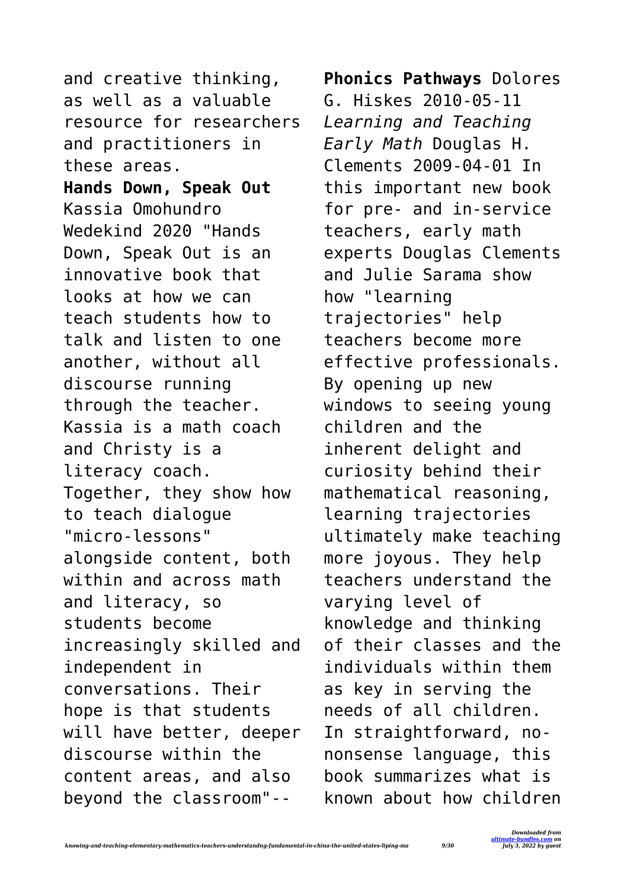and creative thinking, as well as a valuable resource for researchers and practitioners in these areas.

**Hands Down, Speak Out** Kassia Omohundro Wedekind 2020 "Hands Down, Speak Out is an innovative book that looks at how we can teach students how to talk and listen to one another, without all discourse running through the teacher. Kassia is a math coach and Christy is a literacy coach. Together, they show how to teach dialogue "micro-lessons" alongside content, both within and across math and literacy, so students become increasingly skilled and independent in conversations. Their hope is that students will have better, deeper discourse within the content areas, and also beyond the classroom"--

**Phonics Pathways** Dolores G. Hiskes 2010-05-11

*Learning and Teaching Early Math* Douglas H. Clements 2009-04-01 In this important new book for pre- and in-service teachers, early math experts Douglas Clements and Julie Sarama show how "learning trajectories" help teachers become more effective professionals. By opening up new windows to seeing young children and the inherent delight and curiosity behind their mathematical reasoning, learning trajectories ultimately make teaching more joyous. They help teachers understand the varying level of knowledge and thinking of their classes and the individuals within them as key in serving the needs of all children. In straightforward, no-nonsense language, this book summarizes what is known about how children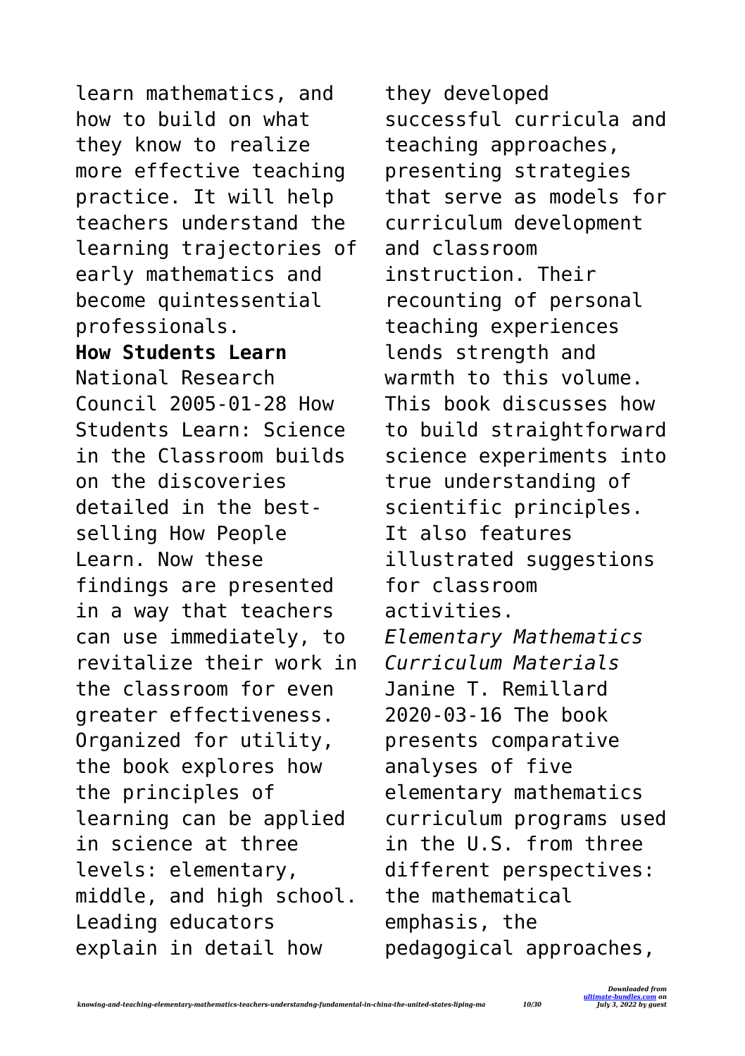learn mathematics, and how to build on what they know to realize more effective teaching practice. It will help teachers understand the learning trajectories of early mathematics and become quintessential professionals.

**How Students Learn**

National Research Council 2005-01-28 How Students Learn: Science in the Classroom builds on the discoveries detailed in the best-selling How People Learn. Now these findings are presented in a way that teachers can use immediately, to revitalize their work in the classroom for even greater effectiveness. Organized for utility, the book explores how the principles of learning can be applied in science at three levels: elementary, middle, and high school. Leading educators explain in detail how they developed successful curricula and teaching approaches, presenting strategies that serve as models for curriculum development and classroom instruction. Their recounting of personal teaching experiences lends strength and warmth to this volume. This book discusses how to build straightforward science experiments into true understanding of scientific principles. It also features illustrated suggestions for classroom activities.

*Elementary Mathematics Curriculum Materials*

Janine T. Remillard 2020-03-16 The book presents comparative analyses of five elementary mathematics curriculum programs used in the U.S. from three different perspectives: the mathematical emphasis, the pedagogical approaches,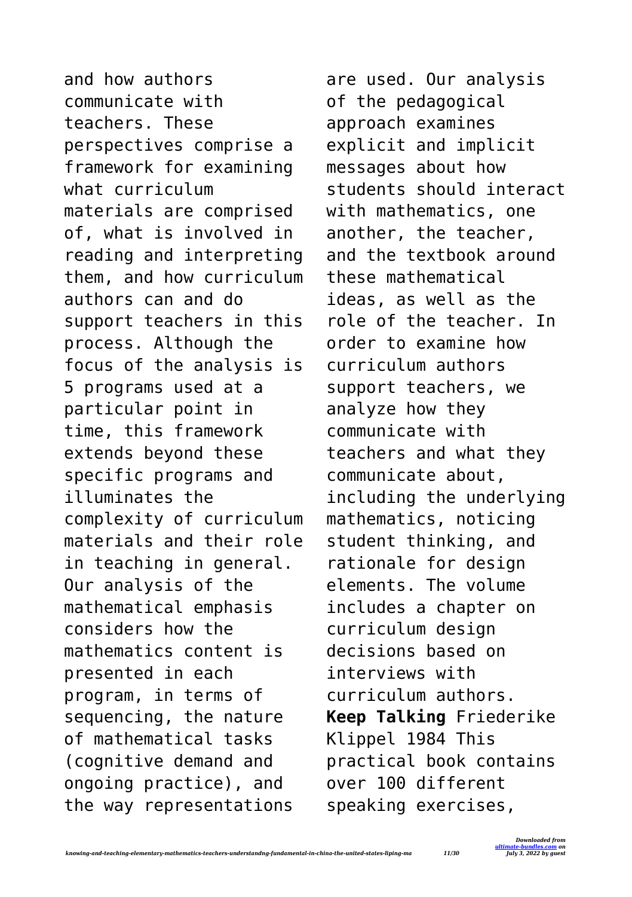and how authors communicate with teachers. These perspectives comprise a framework for examining what curriculum materials are comprised of, what is involved in reading and interpreting them, and how curriculum authors can and do support teachers in this process. Although the focus of the analysis is 5 programs used at a particular point in time, this framework extends beyond these specific programs and illuminates the complexity of curriculum materials and their role in teaching in general. Our analysis of the mathematical emphasis considers how the mathematics content is presented in each program, in terms of sequencing, the nature of mathematical tasks (cognitive demand and ongoing practice), and the way representations are used. Our analysis of the pedagogical approach examines explicit and implicit messages about how students should interact with mathematics, one another, the teacher, and the textbook around these mathematical ideas, as well as the role of the teacher. In order to examine how curriculum authors support teachers, we analyze how they communicate with teachers and what they communicate about, including the underlying mathematics, noticing student thinking, and rationale for design elements. The volume includes a chapter on curriculum design decisions based on interviews with curriculum authors.

**Keep Talking** Friederike Klippel 1984 This practical book contains over 100 different speaking exercises,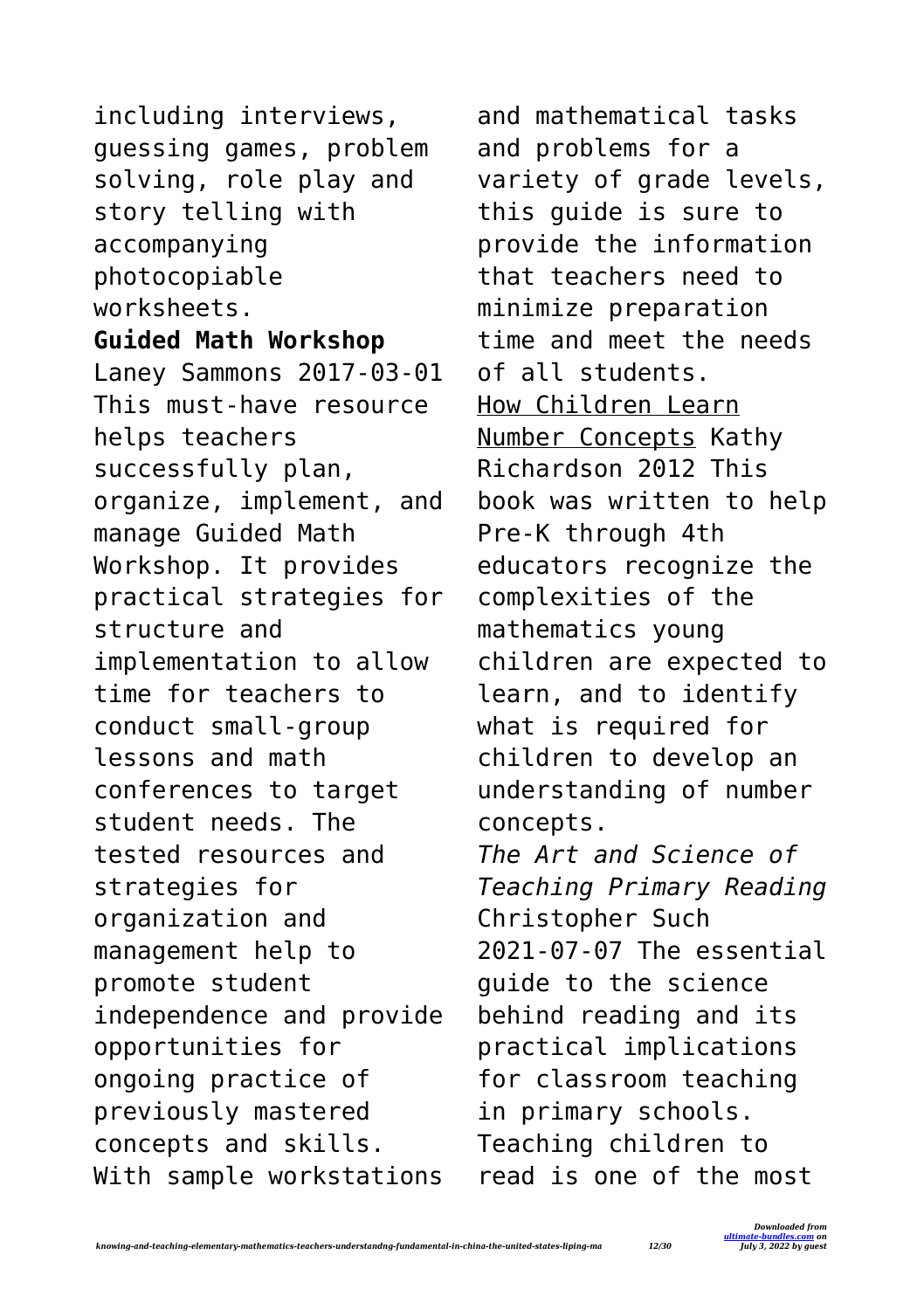including interviews, guessing games, problem solving, role play and story telling with accompanying photocopiable worksheets.

**Guided Math Workshop** Laney Sammons 2017-03-01 This must-have resource helps teachers successfully plan, organize, implement, and manage Guided Math Workshop. It provides practical strategies for structure and implementation to allow time for teachers to conduct small-group lessons and math conferences to target student needs. The tested resources and strategies for organization and management help to promote student independence and provide opportunities for ongoing practice of previously mastered concepts and skills. With sample workstations and mathematical tasks and problems for a variety of grade levels, this guide is sure to provide the information that teachers need to minimize preparation time and meet the needs of all students.

How Children Learn Number Concepts Kathy Richardson 2012 This book was written to help Pre-K through 4th educators recognize the complexities of the mathematics young children are expected to learn, and to identify what is required for children to develop an understanding of number concepts.

*The Art and Science of Teaching Primary Reading* Christopher Such 2021-07-07 The essential guide to the science behind reading and its practical implications for classroom teaching in primary schools. Teaching children to read is one of the most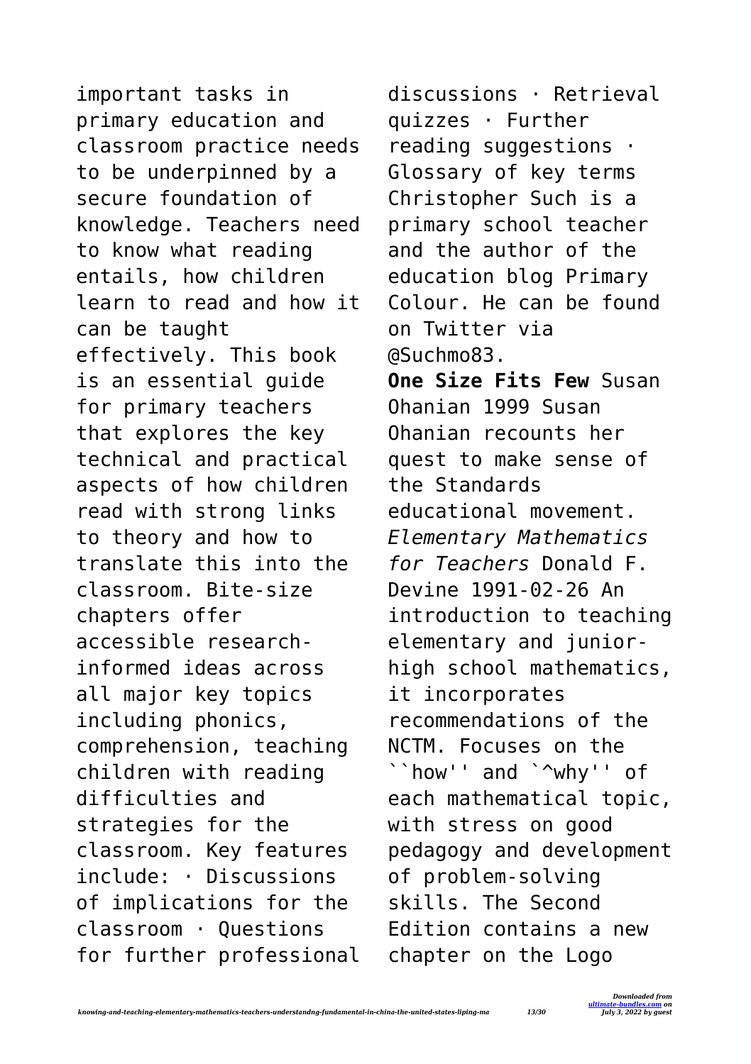important tasks in primary education and classroom practice needs to be underpinned by a secure foundation of knowledge. Teachers need to know what reading entails, how children learn to read and how it can be taught effectively. This book is an essential guide for primary teachers that explores the key technical and practical aspects of how children read with strong links to theory and how to translate this into the classroom. Bite-size chapters offer accessible research-informed ideas across all major key topics including phonics, comprehension, teaching children with reading difficulties and strategies for the classroom. Key features include: · Discussions of implications for the classroom · Questions for further professional discussions · Retrieval quizzes · Further reading suggestions · Glossary of key terms Christopher Such is a primary school teacher and the author of the education blog Primary Colour. He can be found on Twitter via @Suchmo83.

**One Size Fits Few** Susan Ohanian 1999 Susan Ohanian recounts her quest to make sense of the Standards educational movement.

*Elementary Mathematics for Teachers* Donald F. Devine 1991-02-26 An introduction to teaching elementary and junior-high school mathematics, it incorporates recommendations of the NCTM. Focuses on the ``how'' and `^why'' of each mathematical topic, with stress on good pedagogy and development of problem-solving skills. The Second Edition contains a new chapter on the Logo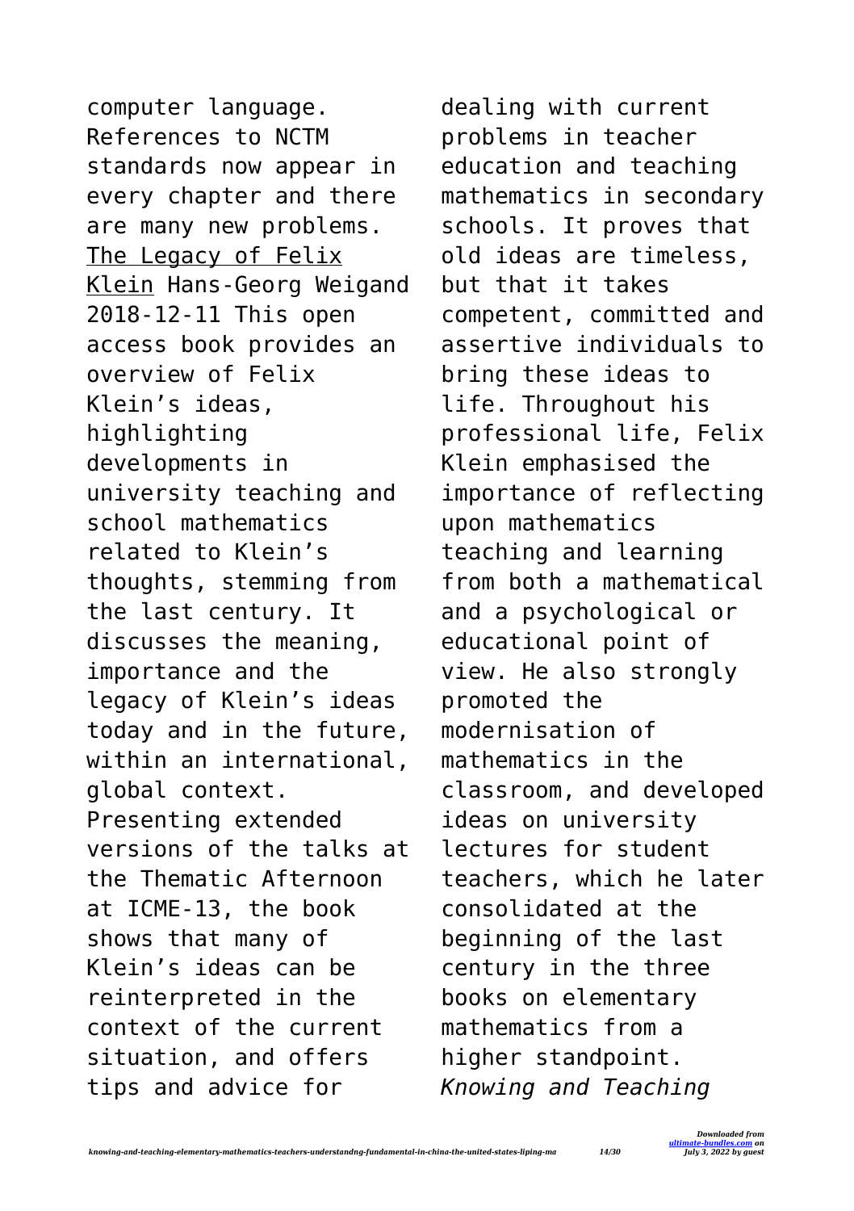computer language. References to NCTM standards now appear in every chapter and there are many new problems.

The Legacy of Felix Klein Hans-Georg Weigand 2018-12-11 This open access book provides an overview of Felix Klein's ideas, highlighting developments in university teaching and school mathematics related to Klein's thoughts, stemming from the last century. It discusses the meaning, importance and the legacy of Klein's ideas today and in the future, within an international, global context. Presenting extended versions of the talks at the Thematic Afternoon at ICME-13, the book shows that many of Klein's ideas can be reinterpreted in the context of the current situation, and offers tips and advice for dealing with current problems in teacher education and teaching mathematics in secondary schools. It proves that old ideas are timeless, but that it takes competent, committed and assertive individuals to bring these ideas to life. Throughout his professional life, Felix Klein emphasised the importance of reflecting upon mathematics teaching and learning from both a mathematical and a psychological or educational point of view. He also strongly promoted the modernisation of mathematics in the classroom, and developed ideas on university lectures for student teachers, which he later consolidated at the beginning of the last century in the three books on elementary mathematics from a higher standpoint.

*Knowing and Teaching*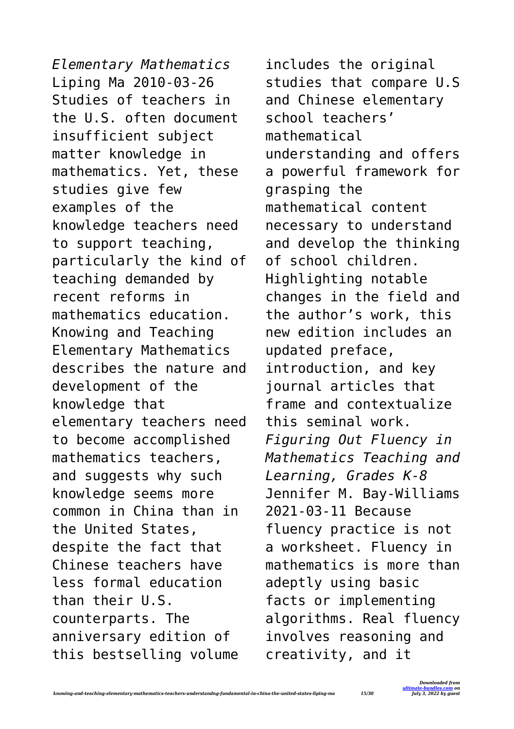*Elementary Mathematics* Liping Ma 2010-03-26 Studies of teachers in the U.S. often document insufficient subject matter knowledge in mathematics. Yet, these studies give few examples of the knowledge teachers need to support teaching, particularly the kind of teaching demanded by recent reforms in mathematics education. Knowing and Teaching Elementary Mathematics describes the nature and development of the knowledge that elementary teachers need to become accomplished mathematics teachers, and suggests why such knowledge seems more common in China than in the United States, despite the fact that Chinese teachers have less formal education than their U.S. counterparts. The anniversary edition of this bestselling volume includes the original studies that compare U.S and Chinese elementary school teachers' mathematical understanding and offers a powerful framework for grasping the mathematical content necessary to understand and develop the thinking of school children. Highlighting notable changes in the field and the author's work, this new edition includes an updated preface, introduction, and key journal articles that frame and contextualize this seminal work.

*Figuring Out Fluency in Mathematics Teaching and Learning, Grades K-8* Jennifer M. Bay-Williams 2021-03-11 Because fluency practice is not a worksheet. Fluency in mathematics is more than adeptly using basic facts or implementing algorithms. Real fluency involves reasoning and creativity, and it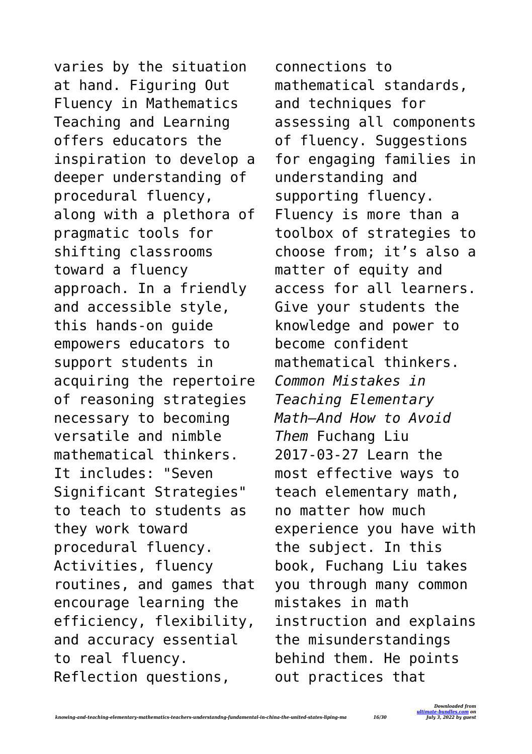varies by the situation at hand. Figuring Out Fluency in Mathematics Teaching and Learning offers educators the inspiration to develop a deeper understanding of procedural fluency, along with a plethora of pragmatic tools for shifting classrooms toward a fluency approach. In a friendly and accessible style, this hands-on guide empowers educators to support students in acquiring the repertoire of reasoning strategies necessary to becoming versatile and nimble mathematical thinkers. It includes: "Seven Significant Strategies" to teach to students as they work toward procedural fluency. Activities, fluency routines, and games that encourage learning the efficiency, flexibility, and accuracy essential to real fluency. Reflection questions, connections to mathematical standards, and techniques for assessing all components of fluency. Suggestions for engaging families in understanding and supporting fluency. Fluency is more than a toolbox of strategies to choose from; it's also a matter of equity and access for all learners. Give your students the knowledge and power to become confident mathematical thinkers.

*Common Mistakes in Teaching Elementary Math—And How to Avoid Them* Fuchang Liu 2017-03-27 Learn the most effective ways to teach elementary math, no matter how much experience you have with the subject. In this book, Fuchang Liu takes you through many common mistakes in math instruction and explains the misunderstandings behind them. He points out practices that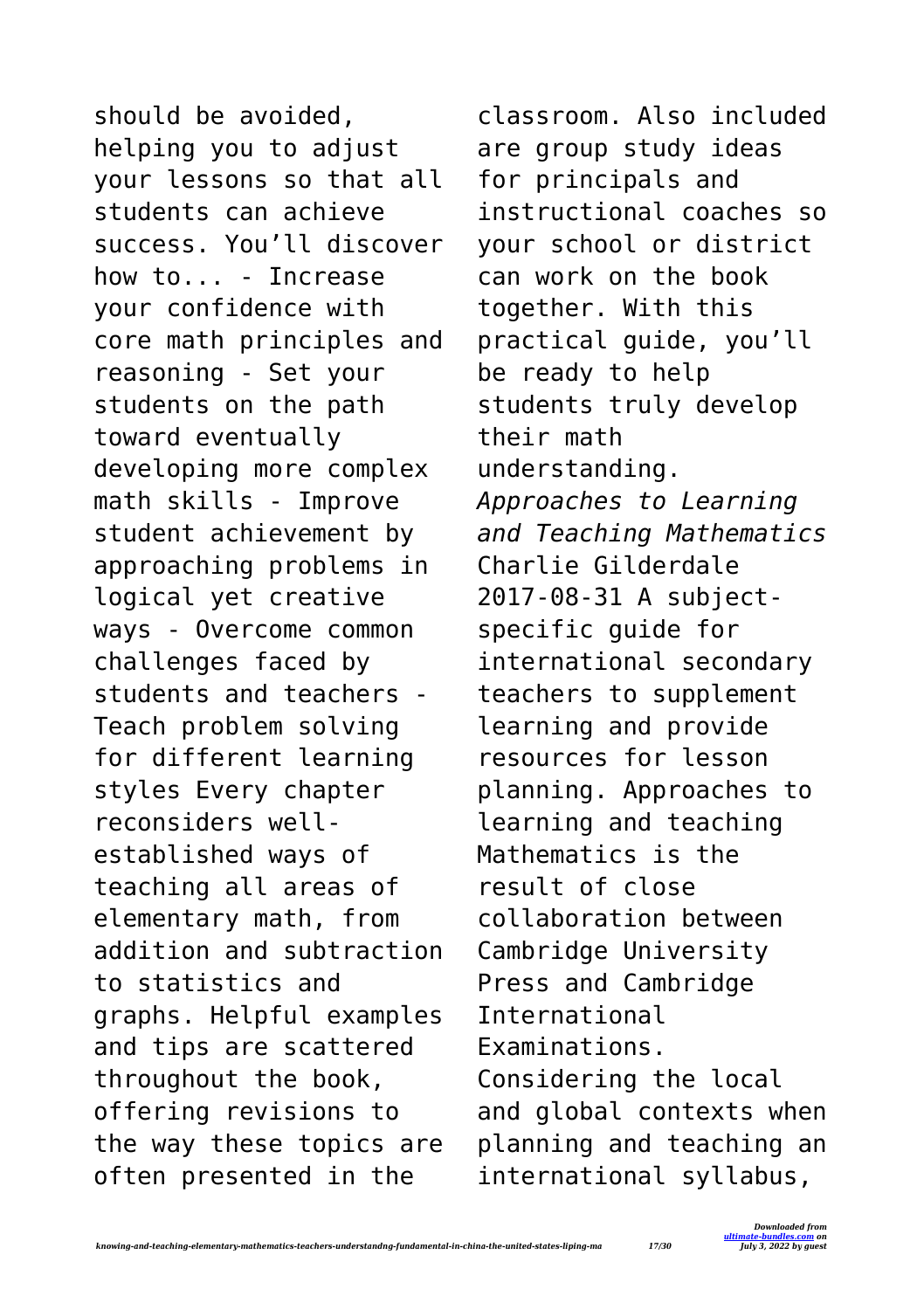should be avoided, helping you to adjust your lessons so that all students can achieve success. You'll discover how to... - Increase your confidence with core math principles and reasoning - Set your students on the path toward eventually developing more complex math skills - Improve student achievement by approaching problems in logical yet creative ways - Overcome common challenges faced by students and teachers - Teach problem solving for different learning styles Every chapter reconsiders well-established ways of teaching all areas of elementary math, from addition and subtraction to statistics and graphs. Helpful examples and tips are scattered throughout the book, offering revisions to the way these topics are often presented in the classroom. Also included are group study ideas for principals and instructional coaches so your school or district can work on the book together. With this practical guide, you'll be ready to help students truly develop their math understanding.

*Approaches to Learning and Teaching Mathematics* Charlie Gilderdale 2017-08-31 A subject-specific guide for international secondary teachers to supplement learning and provide resources for lesson planning. Approaches to learning and teaching Mathematics is the result of close collaboration between Cambridge University Press and Cambridge International Examinations. Considering the local and global contexts when planning and teaching an international syllabus,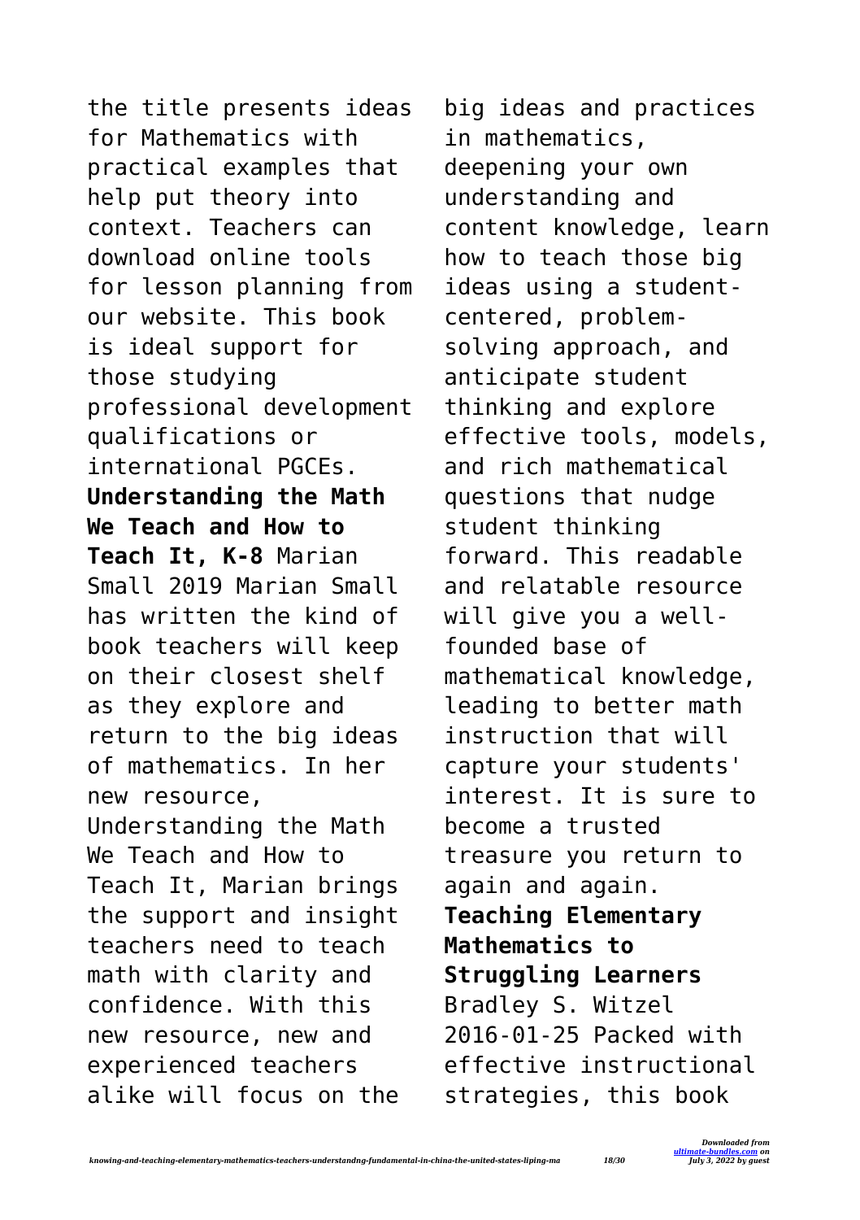the title presents ideas for Mathematics with practical examples that help put theory into context. Teachers can download online tools for lesson planning from our website. This book is ideal support for those studying professional development qualifications or international PGCEs.

**Understanding the Math We Teach and How to Teach It, K-8** Marian Small 2019 Marian Small has written the kind of book teachers will keep on their closest shelf as they explore and return to the big ideas of mathematics. In her new resource, Understanding the Math We Teach and How to Teach It, Marian brings the support and insight teachers need to teach math with clarity and confidence. With this new resource, new and experienced teachers alike will focus on the big ideas and practices in mathematics, deepening your own understanding and content knowledge, learn how to teach those big ideas using a student-centered, problem-solving approach, and anticipate student thinking and explore effective tools, models, and rich mathematical questions that nudge student thinking forward. This readable and relatable resource will give you a well-founded base of mathematical knowledge, leading to better math instruction that will capture your students' interest. It is sure to become a trusted treasure you return to again and again.

**Teaching Elementary Mathematics to Struggling Learners** Bradley S. Witzel 2016-01-25 Packed with effective instructional strategies, this book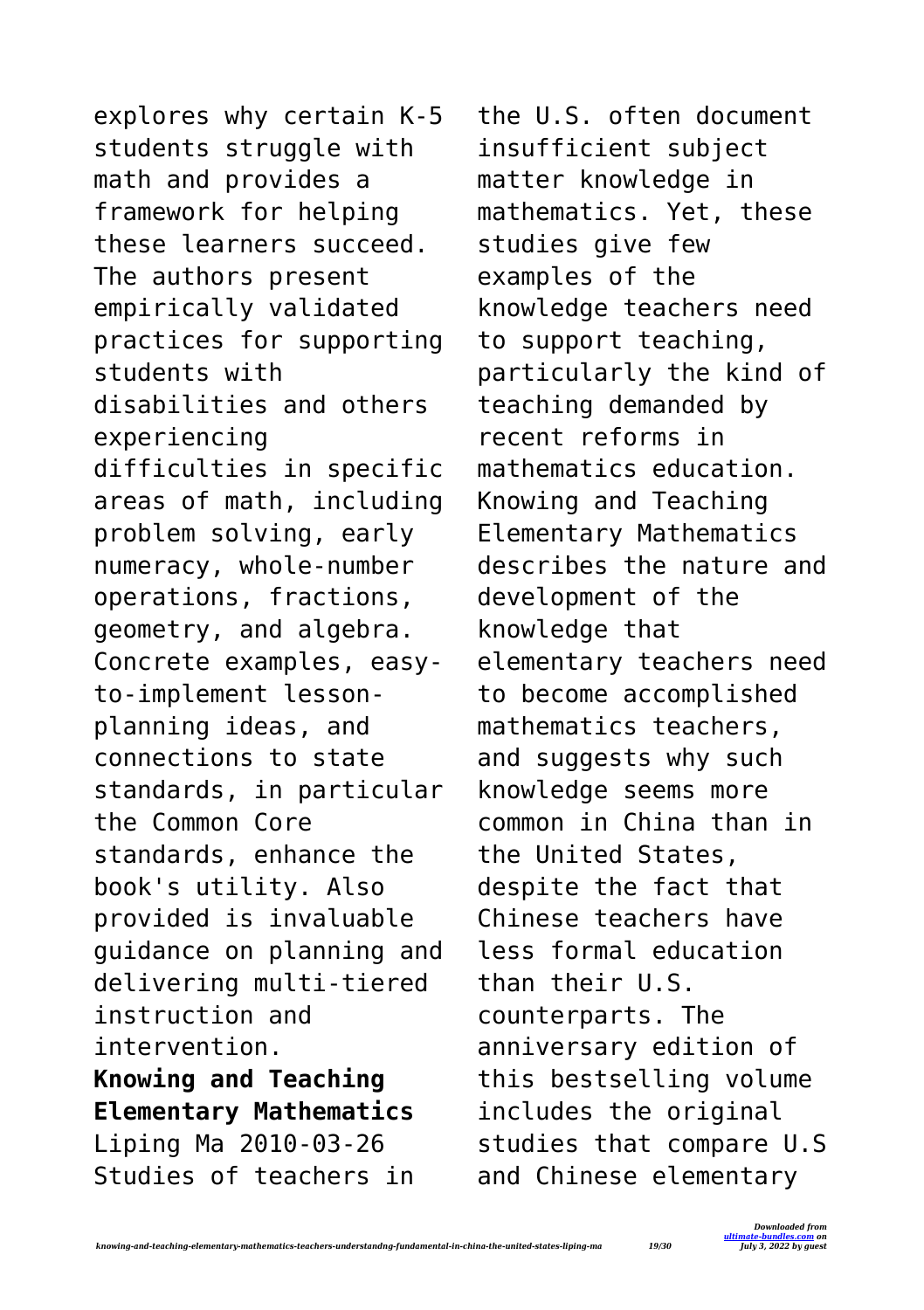explores why certain K-5 students struggle with math and provides a framework for helping these learners succeed. The authors present empirically validated practices for supporting students with disabilities and others experiencing difficulties in specific areas of math, including problem solving, early numeracy, whole-number operations, fractions, geometry, and algebra. Concrete examples, easy-to-implement lesson-planning ideas, and connections to state standards, in particular the Common Core standards, enhance the book's utility. Also provided is invaluable guidance on planning and delivering multi-tiered instruction and intervention.

**Knowing and Teaching Elementary Mathematics**
Liping Ma 2010-03-26
Studies of teachers in the U.S. often document insufficient subject matter knowledge in mathematics. Yet, these studies give few examples of the knowledge teachers need to support teaching, particularly the kind of teaching demanded by recent reforms in mathematics education. Knowing and Teaching Elementary Mathematics describes the nature and development of the knowledge that elementary teachers need to become accomplished mathematics teachers, and suggests why such knowledge seems more common in China than in the United States, despite the fact that Chinese teachers have less formal education than their U.S. counterparts. The anniversary edition of this bestselling volume includes the original studies that compare U.S and Chinese elementary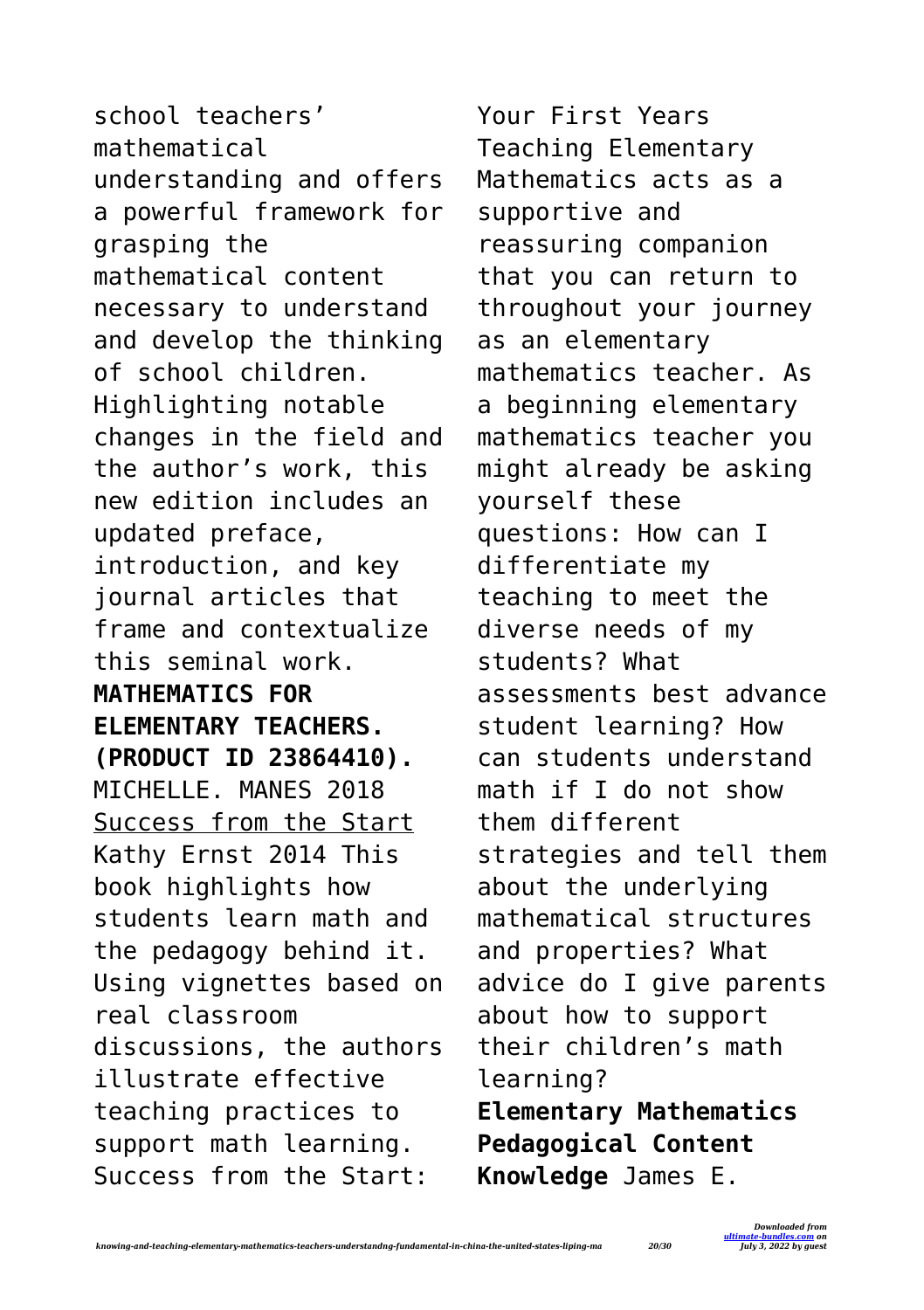school teachers' mathematical understanding and offers a powerful framework for grasping the mathematical content necessary to understand and develop the thinking of school children. Highlighting notable changes in the field and the author's work, this new edition includes an updated preface, introduction, and key journal articles that frame and contextualize this seminal work.

**MATHEMATICS FOR ELEMENTARY TEACHERS. (PRODUCT ID 23864410).** MICHELLE. MANES 2018

Success from the Start Kathy Ernst 2014 This book highlights how students learn math and the pedagogy behind it. Using vignettes based on real classroom discussions, the authors illustrate effective teaching practices to support math learning. Success from the Start: Your First Years Teaching Elementary Mathematics acts as a supportive and reassuring companion that you can return to throughout your journey as an elementary mathematics teacher. As a beginning elementary mathematics teacher you might already be asking yourself these questions: How can I differentiate my teaching to meet the diverse needs of my students? What assessments best advance student learning? How can students understand math if I do not show them different strategies and tell them about the underlying mathematical structures and properties? What advice do I give parents about how to support their children's math learning?

**Elementary Mathematics Pedagogical Content Knowledge** James E.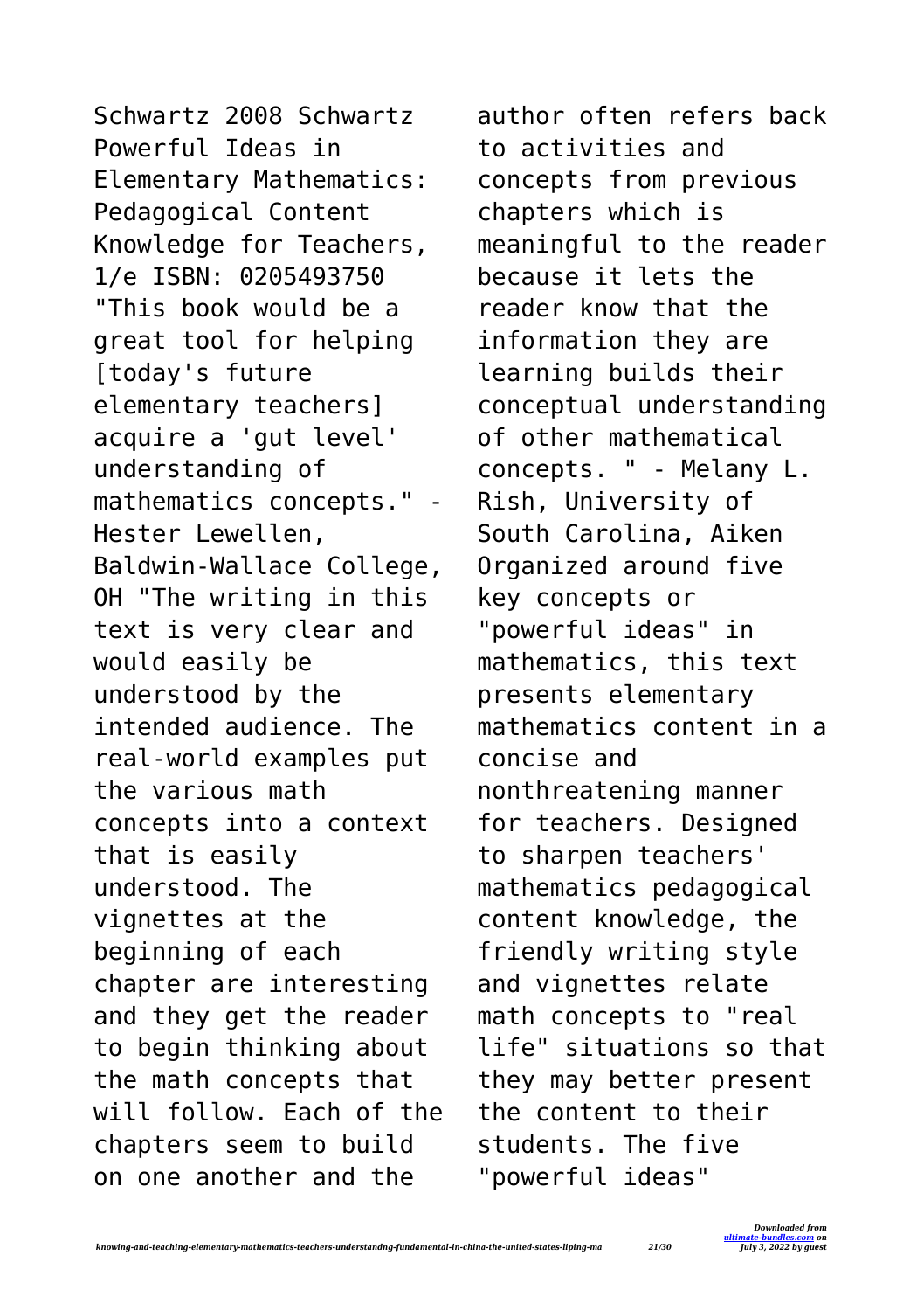Schwartz 2008 Schwartz Powerful Ideas in Elementary Mathematics: Pedagogical Content Knowledge for Teachers, 1/e ISBN: 0205493750 "This book would be a great tool for helping [today's future elementary teachers] acquire a 'gut level' understanding of mathematics concepts." - Hester Lewellen, Baldwin-Wallace College, OH "The writing in this text is very clear and would easily be understood by the intended audience. The real-world examples put the various math concepts into a context that is easily understood. The vignettes at the beginning of each chapter are interesting and they get the reader to begin thinking about the math concepts that will follow. Each of the chapters seem to build on one another and the author often refers back to activities and concepts from previous chapters which is meaningful to the reader because it lets the reader know that the information they are learning builds their conceptual understanding of other mathematical concepts. " - Melany L. Rish, University of South Carolina, Aiken Organized around five key concepts or "powerful ideas" in mathematics, this text presents elementary mathematics content in a concise and nonthreatening manner for teachers. Designed to sharpen teachers' mathematics pedagogical content knowledge, the friendly writing style and vignettes relate math concepts to "real life" situations so that they may better present the content to their students. The five "powerful ideas"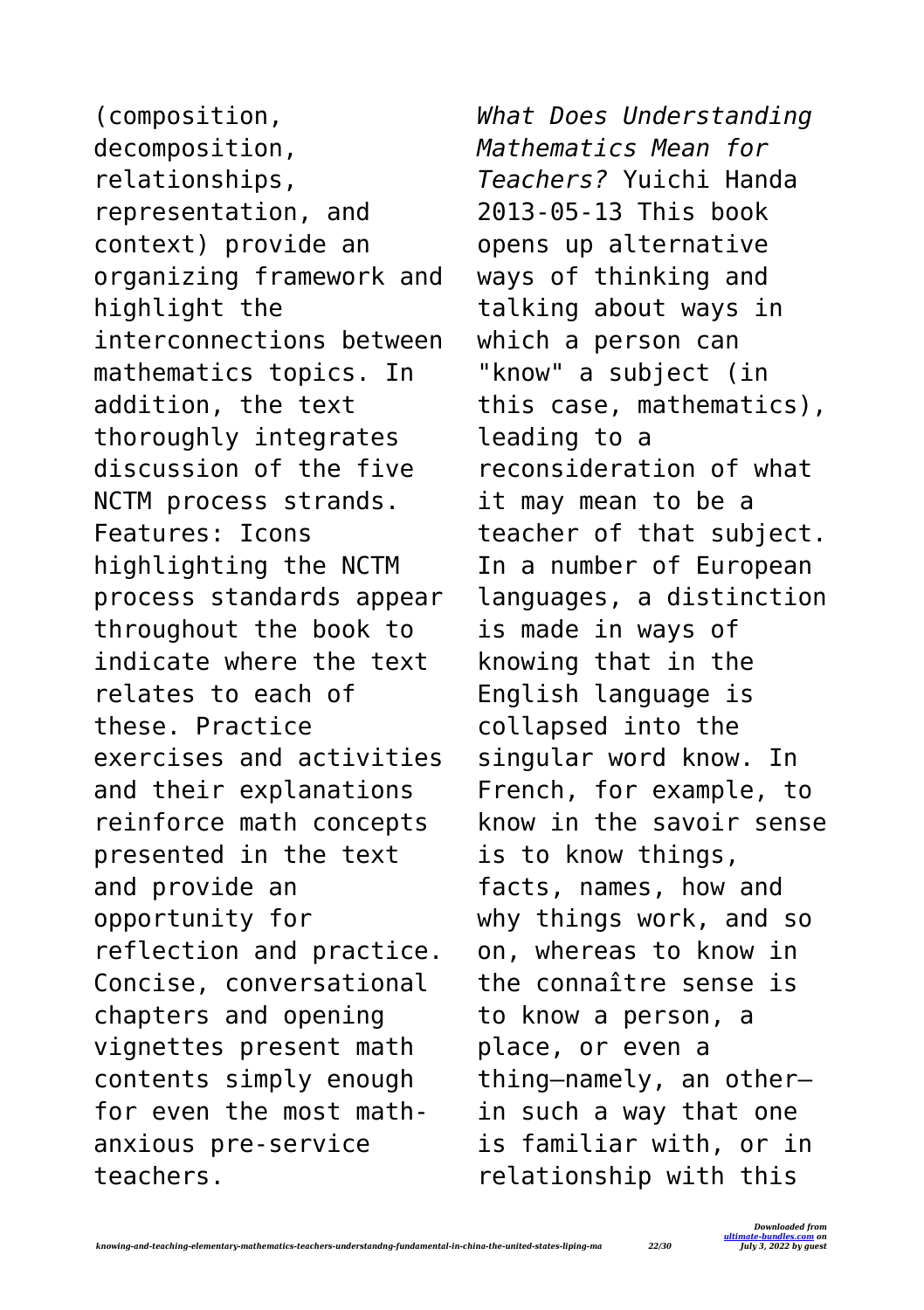(composition, decomposition, relationships, representation, and context) provide an organizing framework and highlight the interconnections between mathematics topics. In addition, the text thoroughly integrates discussion of the five NCTM process strands. Features: Icons highlighting the NCTM process standards appear throughout the book to indicate where the text relates to each of these. Practice exercises and activities and their explanations reinforce math concepts presented in the text and provide an opportunity for reflection and practice. Concise, conversational chapters and opening vignettes present math contents simply enough for even the most math-anxious pre-service teachers.

*What Does Understanding Mathematics Mean for Teachers?* Yuichi Handa 2013-05-13 This book opens up alternative ways of thinking and talking about ways in which a person can "know" a subject (in this case, mathematics), leading to a reconsideration of what it may mean to be a teacher of that subject. In a number of European languages, a distinction is made in ways of knowing that in the English language is collapsed into the singular word know. In French, for example, to know in the savoir sense is to know things, facts, names, how and why things work, and so on, whereas to know in the connaître sense is to know a person, a place, or even a thing—namely, an other—in such a way that one is familiar with, or in relationship with this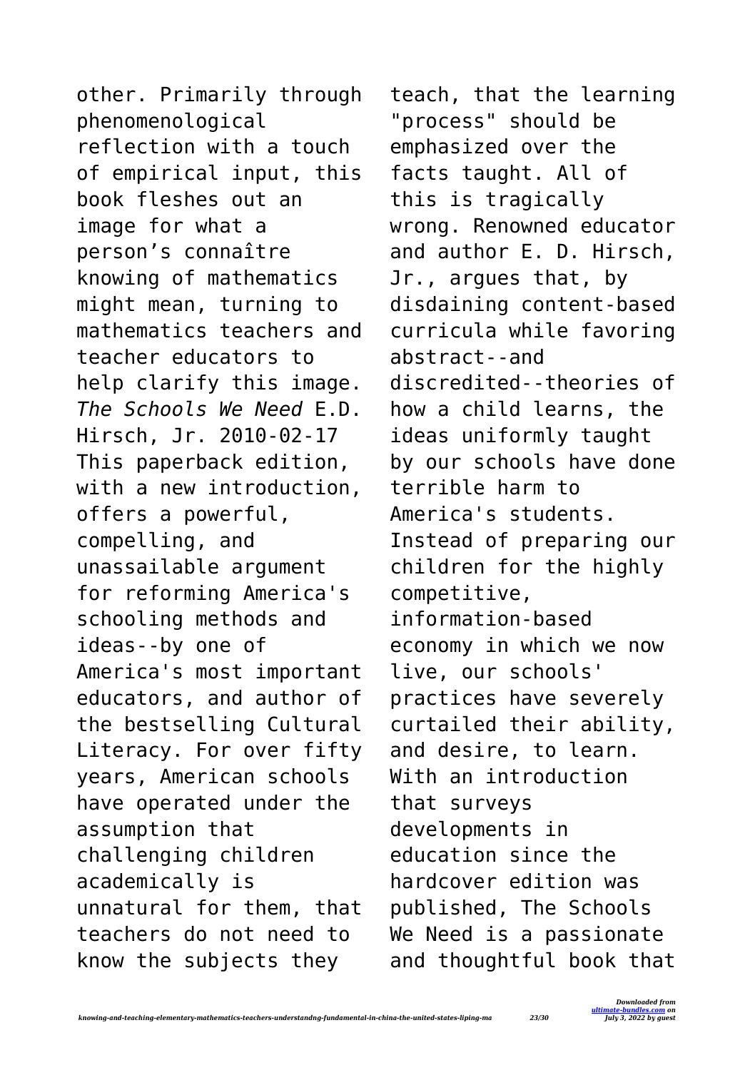other. Primarily through phenomenological reflection with a touch of empirical input, this book fleshes out an image for what a person's connaître knowing of mathematics might mean, turning to mathematics teachers and teacher educators to help clarify this image.

*The Schools We Need* E.D. Hirsch, Jr. 2010-02-17 This paperback edition, with a new introduction, offers a powerful, compelling, and unassailable argument for reforming America's schooling methods and ideas--by one of America's most important educators, and author of the bestselling Cultural Literacy. For over fifty years, American schools have operated under the assumption that challenging children academically is unnatural for them, that teachers do not need to know the subjects they teach, that the learning "process" should be emphasized over the facts taught. All of this is tragically wrong. Renowned educator and author E. D. Hirsch, Jr., argues that, by disdaining content-based curricula while favoring abstract--and discredited--theories of how a child learns, the ideas uniformly taught by our schools have done terrible harm to America's students. Instead of preparing our children for the highly competitive, information-based economy in which we now live, our schools' practices have severely curtailed their ability, and desire, to learn. With an introduction that surveys developments in education since the hardcover edition was published, The Schools We Need is a passionate and thoughtful book that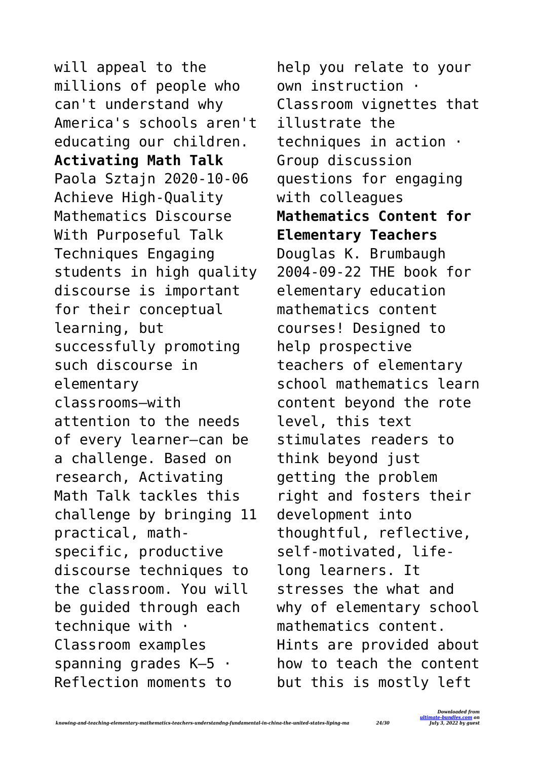will appeal to the millions of people who can't understand why America's schools aren't educating our children.

**Activating Math Talk**

Paola Sztajn 2020-10-06 Achieve High-Quality Mathematics Discourse With Purposeful Talk Techniques Engaging students in high quality discourse is important for their conceptual learning, but successfully promoting such discourse in elementary classrooms—with attention to the needs of every learner—can be a challenge. Based on research, Activating Math Talk tackles this challenge by bringing 11 practical, math-specific, productive discourse techniques to the classroom. You will be guided through each technique with · Classroom examples spanning grades K–5 · Reflection moments to help you relate to your own instruction · Classroom vignettes that illustrate the techniques in action · Group discussion questions for engaging with colleagues

**Mathematics Content for Elementary Teachers**

Douglas K. Brumbaugh 2004-09-22 THE book for elementary education mathematics content courses! Designed to help prospective teachers of elementary school mathematics learn content beyond the rote level, this text stimulates readers to think beyond just getting the problem right and fosters their development into thoughtful, reflective, self-motivated, life-long learners. It stresses the what and why of elementary school mathematics content. Hints are provided about how to teach the content but this is mostly left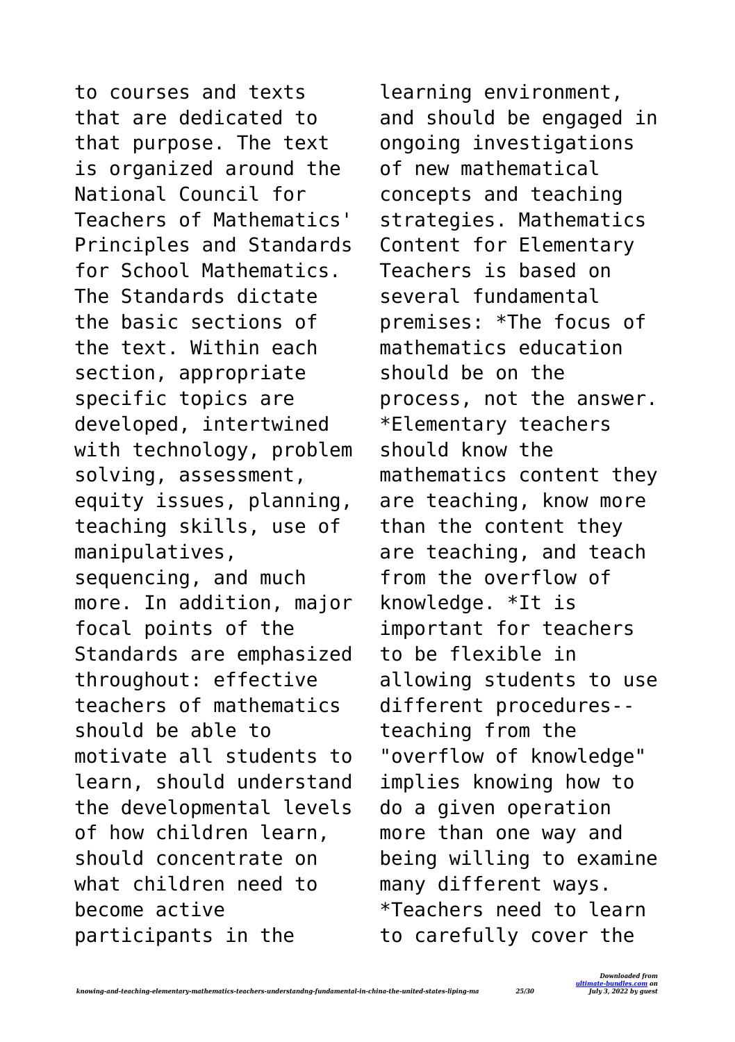to courses and texts that are dedicated to that purpose. The text is organized around the National Council for Teachers of Mathematics' Principles and Standards for School Mathematics. The Standards dictate the basic sections of the text. Within each section, appropriate specific topics are developed, intertwined with technology, problem solving, assessment, equity issues, planning, teaching skills, use of manipulatives, sequencing, and much more. In addition, major focal points of the Standards are emphasized throughout: effective teachers of mathematics should be able to motivate all students to learn, should understand the developmental levels of how children learn, should concentrate on what children need to become active participants in the learning environment, and should be engaged in ongoing investigations of new mathematical concepts and teaching strategies. Mathematics Content for Elementary Teachers is based on several fundamental premises: *The focus of mathematics education should be on the process, not the answer. *Elementary teachers should know the mathematics content they are teaching, know more than the content they are teaching, and teach from the overflow of knowledge. *It is important for teachers to be flexible in allowing students to use different procedures--teaching from the "overflow of knowledge" implies knowing how to do a given operation more than one way and being willing to examine many different ways. *Teachers need to learn to carefully cover the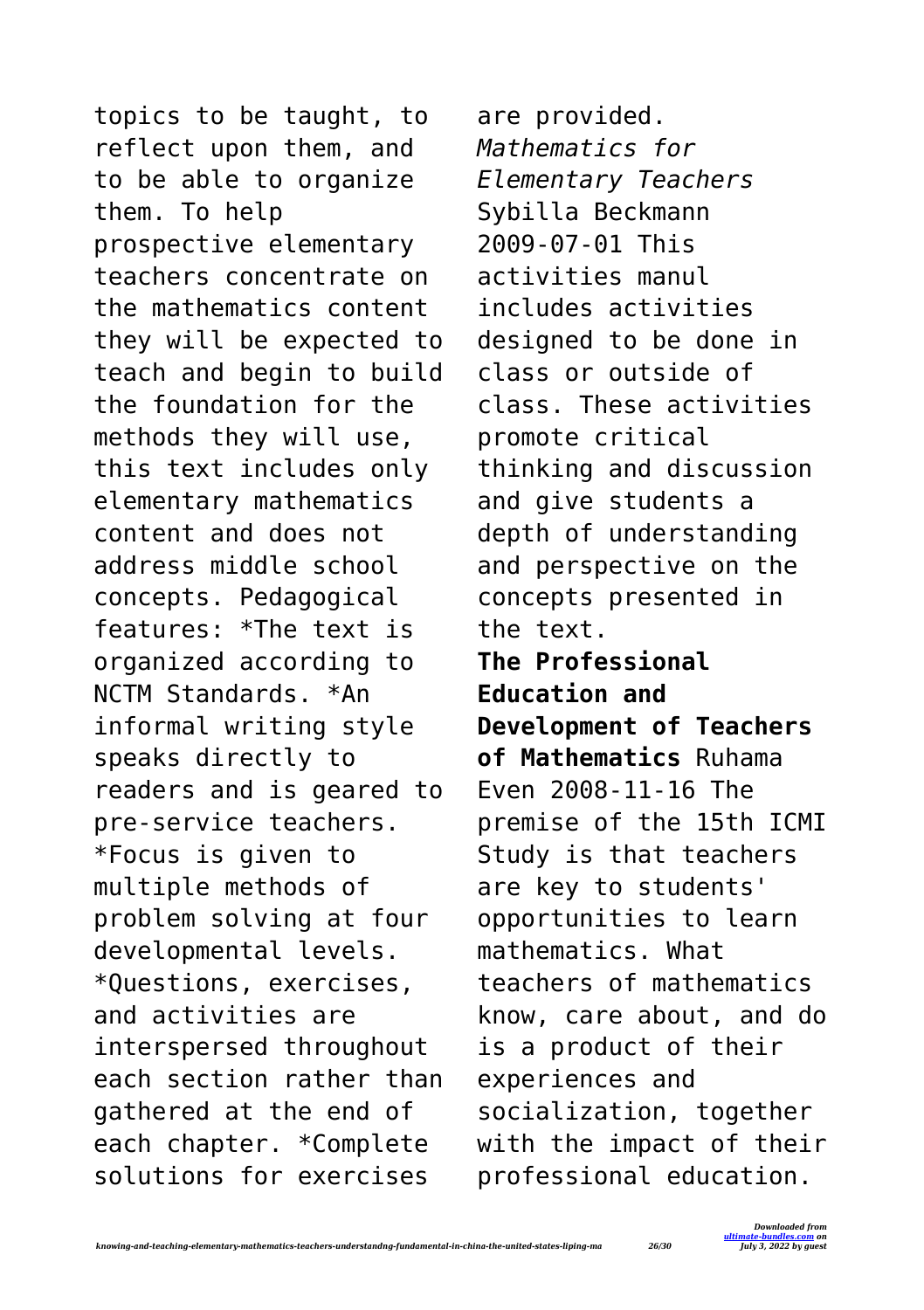topics to be taught, to reflect upon them, and to be able to organize them. To help prospective elementary teachers concentrate on the mathematics content they will be expected to teach and begin to build the foundation for the methods they will use, this text includes only elementary mathematics content and does not address middle school concepts. Pedagogical features: *The text is organized according to NCTM Standards. *An informal writing style speaks directly to readers and is geared to pre-service teachers. *Focus is given to multiple methods of problem solving at four developmental levels. *Questions, exercises, and activities are interspersed throughout each section rather than gathered at the end of each chapter. *Complete solutions for exercises are provided.

*Mathematics for Elementary Teachers* Sybilla Beckmann 2009-07-01 This activities manul includes activities designed to be done in class or outside of class. These activities promote critical thinking and discussion and give students a depth of understanding and perspective on the concepts presented in the text.

**The Professional Education and Development of Teachers of Mathematics** Ruhama Even 2008-11-16 The premise of the 15th ICMI Study is that teachers are key to students' opportunities to learn mathematics. What teachers of mathematics know, care about, and do is a product of their experiences and socialization, together with the impact of their professional education.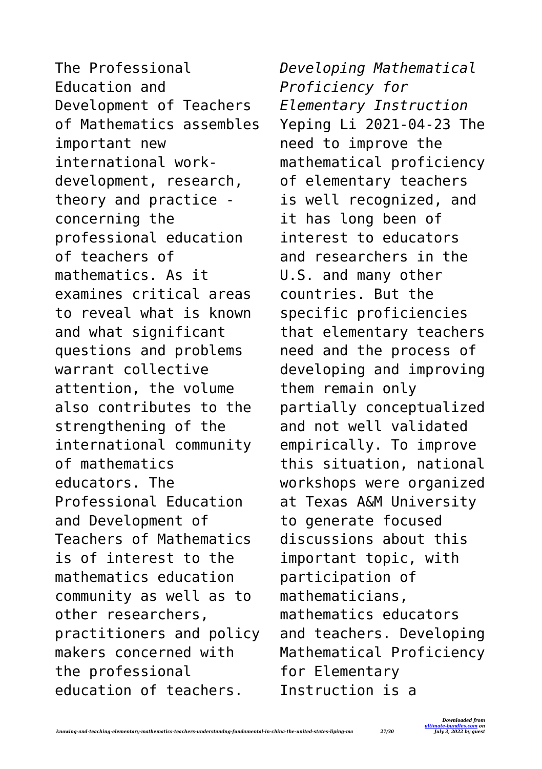The Professional Education and Development of Teachers of Mathematics assembles important new international work-development, research, theory and practice - concerning the professional education of teachers of mathematics. As it examines critical areas to reveal what is known and what significant questions and problems warrant collective attention, the volume also contributes to the strengthening of the international community of mathematics educators. The Professional Education and Development of Teachers of Mathematics is of interest to the mathematics education community as well as to other researchers, practitioners and policy makers concerned with the professional education of teachers.

*Developing Mathematical Proficiency for Elementary Instruction* Yeping Li 2021-04-23 The need to improve the mathematical proficiency of elementary teachers is well recognized, and it has long been of interest to educators and researchers in the U.S. and many other countries. But the specific proficiencies that elementary teachers need and the process of developing and improving them remain only partially conceptualized and not well validated empirically. To improve this situation, national workshops were organized at Texas A&M University to generate focused discussions about this important topic, with participation of mathematicians, mathematics educators and teachers. Developing Mathematical Proficiency for Elementary Instruction is a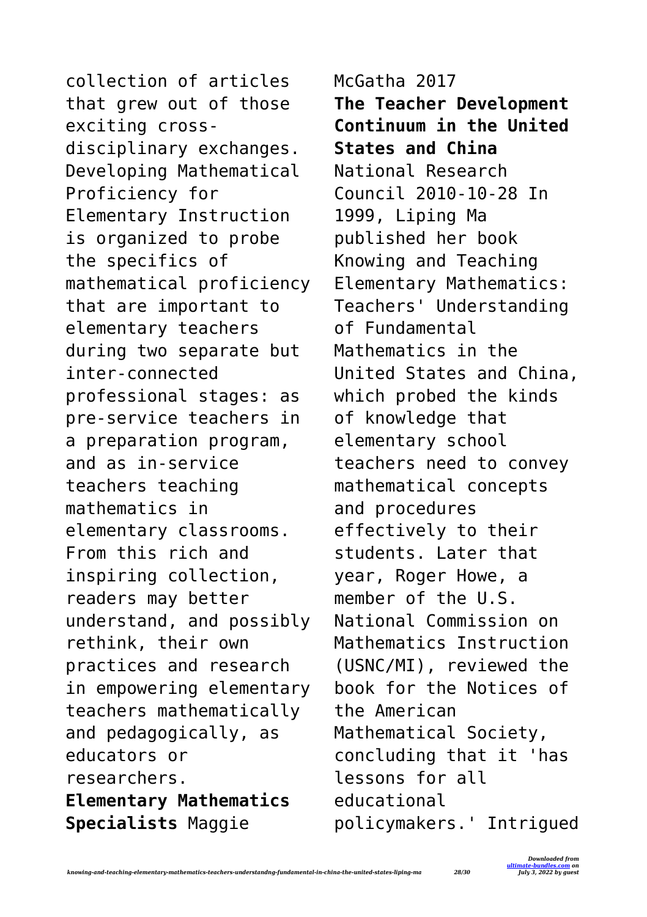collection of articles that grew out of those exciting cross-disciplinary exchanges. Developing Mathematical Proficiency for Elementary Instruction is organized to probe the specifics of mathematical proficiency that are important to elementary teachers during two separate but inter-connected professional stages: as pre-service teachers in a preparation program, and as in-service teachers teaching mathematics in elementary classrooms. From this rich and inspiring collection, readers may better understand, and possibly rethink, their own practices and research in empowering elementary teachers mathematically and pedagogically, as educators or researchers.

**Elementary Mathematics Specialists** Maggie McGatha 2017

**The Teacher Development Continuum in the United States and China** National Research Council 2010-10-28 In 1999, Liping Ma published her book Knowing and Teaching Elementary Mathematics: Teachers' Understanding of Fundamental Mathematics in the United States and China, which probed the kinds of knowledge that elementary school teachers need to convey mathematical concepts and procedures effectively to their students. Later that year, Roger Howe, a member of the U.S. National Commission on Mathematics Instruction (USNC/MI), reviewed the book for the Notices of the American Mathematical Society, concluding that it 'has lessons for all educational policymakers.' Intrigued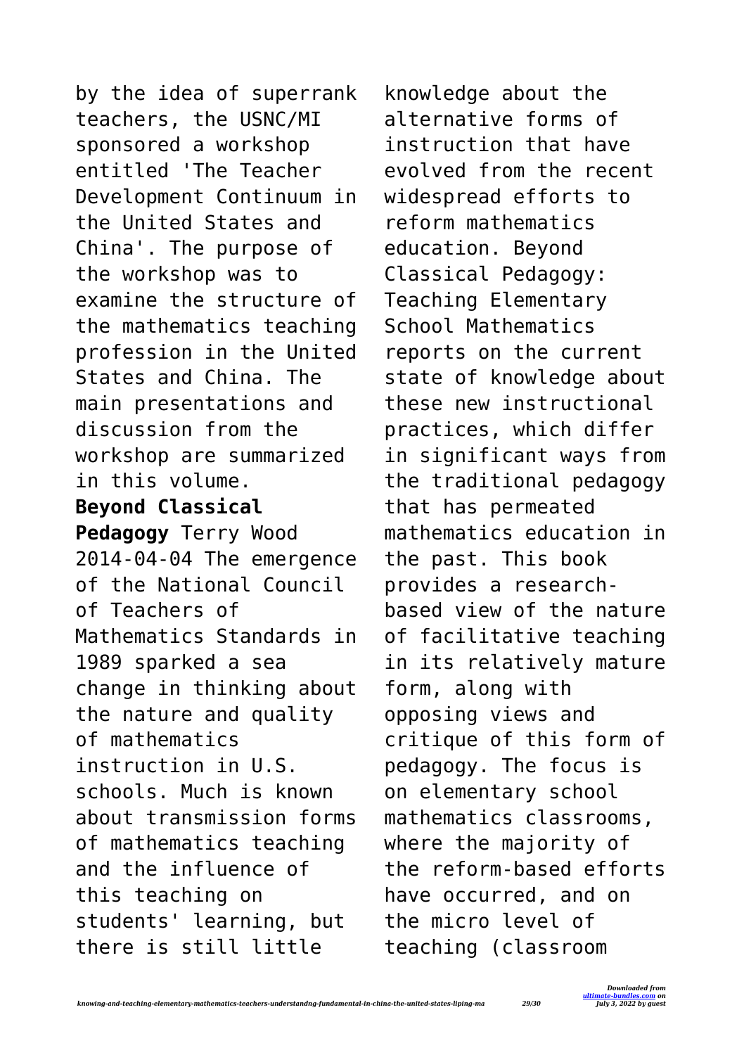by the idea of superrank teachers, the USNC/MI sponsored a workshop entitled 'The Teacher Development Continuum in the United States and China'. The purpose of the workshop was to examine the structure of the mathematics teaching profession in the United States and China. The main presentations and discussion from the workshop are summarized in this volume.

**Beyond Classical Pedagogy** Terry Wood 2014-04-04 The emergence of the National Council of Teachers of Mathematics Standards in 1989 sparked a sea change in thinking about the nature and quality of mathematics instruction in U.S. schools. Much is known about transmission forms of mathematics teaching and the influence of this teaching on students' learning, but there is still little knowledge about the alternative forms of instruction that have evolved from the recent widespread efforts to reform mathematics education. Beyond Classical Pedagogy: Teaching Elementary School Mathematics reports on the current state of knowledge about these new instructional practices, which differ in significant ways from the traditional pedagogy that has permeated mathematics education in the past. This book provides a research-based view of the nature of facilitative teaching in its relatively mature form, along with opposing views and critique of this form of pedagogy. The focus is on elementary school mathematics classrooms, where the majority of the reform-based efforts have occurred, and on the micro level of teaching (classroom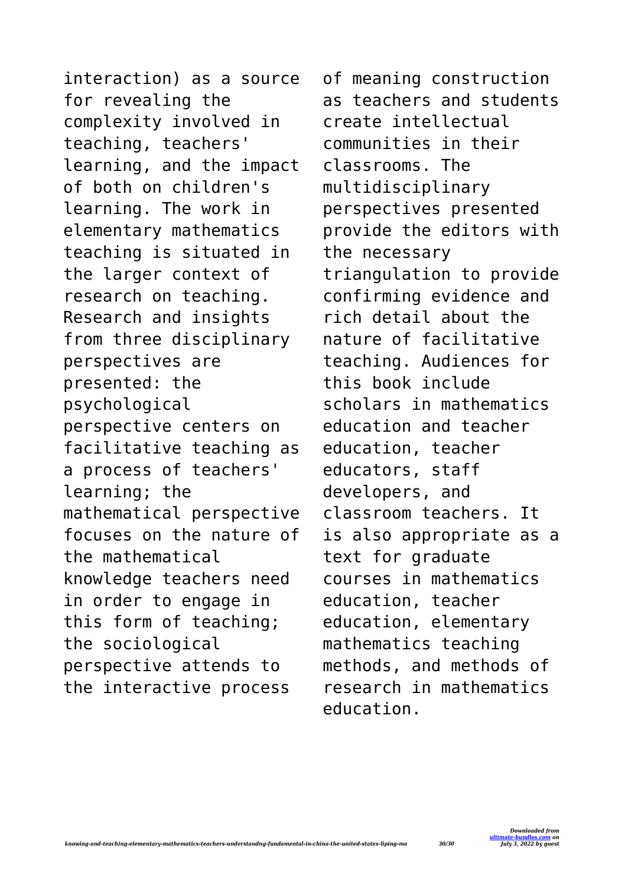interaction) as a source for revealing the complexity involved in teaching, teachers' learning, and the impact of both on children's learning. The work in elementary mathematics teaching is situated in the larger context of research on teaching. Research and insights from three disciplinary perspectives are presented: the psychological perspective centers on facilitative teaching as a process of teachers' learning; the mathematical perspective focuses on the nature of the mathematical knowledge teachers need in order to engage in this form of teaching; the sociological perspective attends to the interactive process of meaning construction as teachers and students create intellectual communities in their classrooms. The multidisciplinary perspectives presented provide the editors with the necessary triangulation to provide confirming evidence and rich detail about the nature of facilitative teaching. Audiences for this book include scholars in mathematics education and teacher education, teacher educators, staff developers, and classroom teachers. It is also appropriate as a text for graduate courses in mathematics education, teacher education, elementary mathematics teaching methods, and methods of research in mathematics education.